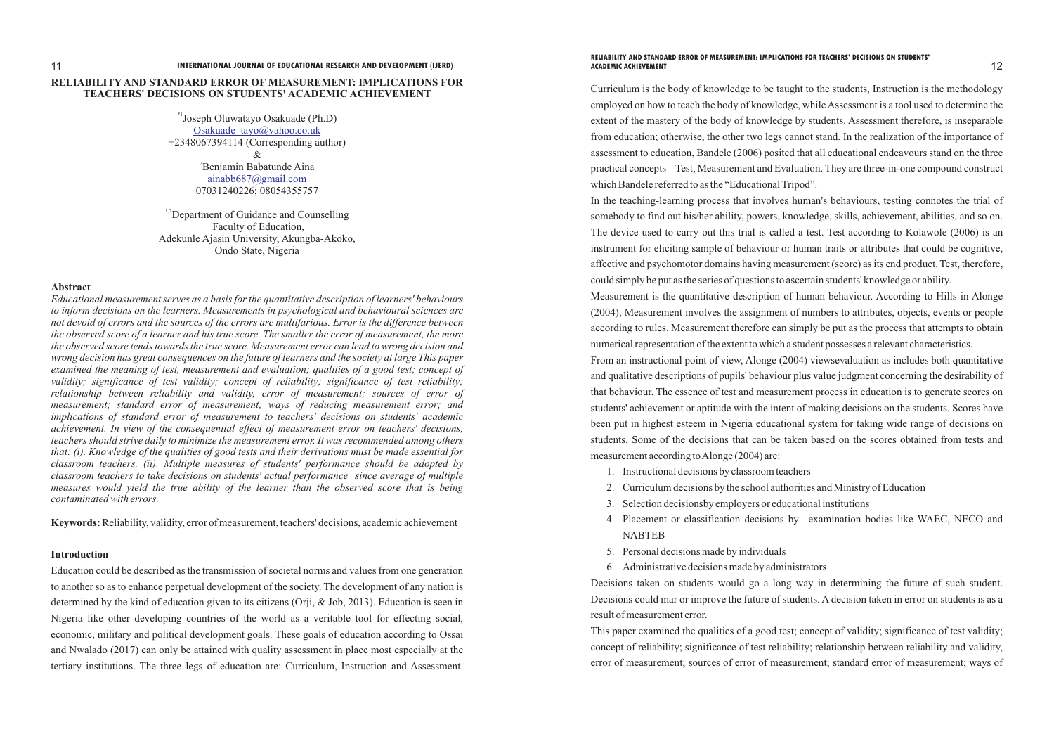# RELIABILITY AND STANDARD ERROR OF MEASUREMENT: IMPLICATIONS FOR TEACHERS' DECISIONS ON STUDENTS' ACADEMIC ACHIEVEMENT

[*1]Joseph Oluwatayo Osakuade (Ph.D)
Osakuade_tayo@yahoo.co.uk
+2348067394114 (Corresponding author)
&
[2]Benjamin Babatunde Aina
ainabb687@gmail.com
07031240226; 08054355757

[1,2]Department of Guidance and Counselling
Faculty of Education,
Adekunle Ajasin University, Akungba-Akoko,
Ondo State, Nigeria

## Abstract

*Educational measurement serves as a basis for the quantitative description of learners' behaviours to inform decisions on the learners. Measurements in psychological and behavioural sciences are not devoid of errors and the sources of the errors are multifarious. Error is the difference between the observed score of a learner and his true score. The smaller the error of measurement, the more the observed score tends towards the true score. Measurement error can lead to wrong decision and wrong decision has great consequences on the future of learners and the society at large This paper examined the meaning of test, measurement and evaluation; qualities of a good test; concept of validity; significance of test validity; concept of reliability; significance of test reliability; relationship between reliability and validity, error of measurement; sources of error of measurement; standard error of measurement; ways of reducing measurement error; and implications of standard error of measurement to teachers' decisions on students' academic achievement. In view of the consequential effect of measurement error on teachers' decisions, teachers should strive daily to minimize the measurement error. It was recommended among others that: (i). Knowledge of the qualities of good tests and their derivations must be made essential for classroom teachers. (ii). Multiple measures of students' performance should be adopted by classroom teachers to take decisions on students' actual performance since average of multiple measures would yield the true ability of the learner than the observed score that is being contaminated with errors.*

**Keywords:** Reliability, validity, error of measurement, teachers' decisions, academic achievement

## Introduction

Education could be described as the transmission of societal norms and values from one generation to another so as to enhance perpetual development of the society. The development of any nation is determined by the kind of education given to its citizens (Orji, & Job, 2013). Education is seen in Nigeria like other developing countries of the world as a veritable tool for effecting social, economic, military and political development goals. These goals of education according to Ossai and Nwalado (2017) can only be attained with quality assessment in place most especially at the tertiary institutions. The three legs of education are: Curriculum, Instruction and Assessment. Curriculum is the body of knowledge to be taught to the students, Instruction is the methodology employed on how to teach the body of knowledge, while Assessment is a tool used to determine the extent of the mastery of the body of knowledge by students. Assessment therefore, is inseparable from education; otherwise, the other two legs cannot stand. In the realization of the importance of assessment to education, Bandele (2006) posited that all educational endeavours stand on the three practical concepts – Test, Measurement and Evaluation. They are three-in-one compound construct which Bandele referred to as the "Educational Tripod".

In the teaching-learning process that involves human's behaviours, testing connotes the trial of somebody to find out his/her ability, powers, knowledge, skills, achievement, abilities, and so on. The device used to carry out this trial is called a test. Test according to Kolawole (2006) is an instrument for eliciting sample of behaviour or human traits or attributes that could be cognitive, affective and psychomotor domains having measurement (score) as its end product. Test, therefore, could simply be put as the series of questions to ascertain students' knowledge or ability.

Measurement is the quantitative description of human behaviour. According to Hills in Alonge (2004), Measurement involves the assignment of numbers to attributes, objects, events or people according to rules. Measurement therefore can simply be put as the process that attempts to obtain numerical representation of the extent to which a student possesses a relevant characteristics.

From an instructional point of view, Alonge (2004) viewsevaluation as includes both quantitative and qualitative descriptions of pupils' behaviour plus value judgment concerning the desirability of that behaviour. The essence of test and measurement process in education is to generate scores on students' achievement or aptitude with the intent of making decisions on the students. Scores have been put in highest esteem in Nigeria educational system for taking wide range of decisions on students. Some of the decisions that can be taken based on the scores obtained from tests and measurement according to Alonge (2004) are:

1. Instructional decisions by classroom teachers
2. Curriculum decisions by the school authorities and Ministry of Education
3. Selection decisionsby employers or educational institutions
4. Placement or classification decisions by examination bodies like WAEC, NECO and NABTEB
5. Personal decisions made by individuals
6. Administrative decisions made by administrators

Decisions taken on students would go a long way in determining the future of such student. Decisions could mar or improve the future of students. A decision taken in error on students is as a result of measurement error.

This paper examined the qualities of a good test; concept of validity; significance of test validity; concept of reliability; significance of test reliability; relationship between reliability and validity, error of measurement; sources of error of measurement; standard error of measurement; ways of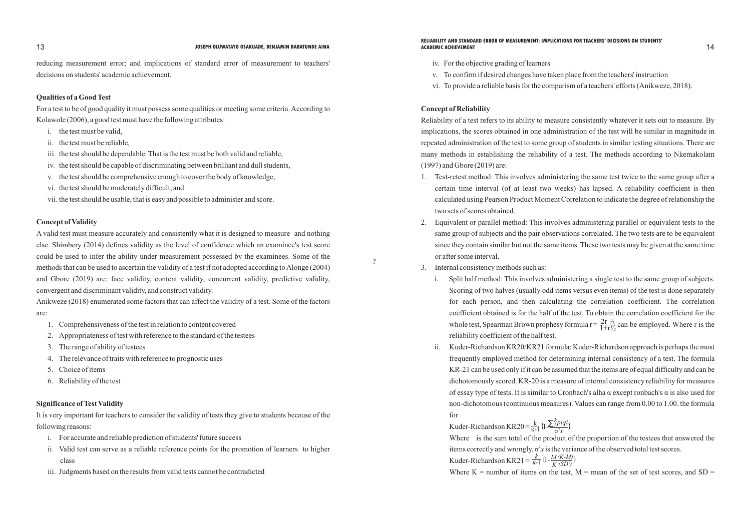reducing measurement error; and implications of standard error of measurement to teachers' decisions on students' academic achievement.

**Qualities of a Good Test**

For a test to be of good quality it must possess some qualities or meeting some criteria. According to Kolawole (2006), a good test must have the following attributes:

i. the test must be valid,
ii. the test must be reliable,
iii. the test should be dependable. That is the test must be both valid and reliable,
iv. the test should be capable of discriminating between brilliant and dull students,
v. the test should be comprehensive enough to cover the body of knowledge,
vi. the test should be moderately difficult, and
vii. the test should be usable, that is easy and possible to administer and score.

**Concept of Validity**

A valid test must measure accurately and consistently what it is designed to measure and nothing else. Shimbery (2014) defines validity as the level of confidence which an examinee's test score could be used to infer the ability under measurement possessed by the examinees. Some of the methods that can be used to ascertain the validity of a test if not adopted according to Alonge (2004) and Gbore (2019) are: face validity, content validity, concurrent validity, predictive validity, convergent and discriminant validity, and construct validity.

Anikweze (2018) enumerated some factors that can affect the validity of a test. Some of the factors are:

1. Comprehensiveness of the test in relation to content covered
2. Appropriateness of test with reference to the standard of the testees
3. The range of ability of testees
4. The relevance of traits with reference to prognostic uses
5. Choice of items
6. Reliability of the test

**Significance of Test Validity**

It is very important for teachers to consider the validity of tests they give to students because of the following reasons:

i. For accurate and reliable prediction of students' future success
ii. Valid test can serve as a reliable reference points for the promotion of learners to higher class
iii. Judgments based on the results from valid tests cannot be contradicted
iv. For the objective grading of learners
v. To confirm if desired changes have taken place from the teachers' instruction
vi. To provide a reliable basis for the comparism of a teachers' efforts (Anikweze, 2018).

**Concept of Reliability**

Reliability of a test refers to its ability to measure consistently whatever it sets out to measure. By implications, the scores obtained in one administration of the test will be similar in magnitude in repeated administration of the test to some group of students in similar testing situations. There are many methods in establishing the reliability of a test. The methods according to Nkemakolam (1997) and Gbore (2019) are:

1. Test-retest method: This involves administering the same test twice to the same group after a certain time interval (of at least two weeks) has lapsed. A reliability coefficient is then calculated using Pearson Product Moment Correlation to indicate the degree of relationship the two sets of scores obtained.
2. Equivalent or parallel method: This involves administering parallel or equivalent tests to the same group of subjects and the pair observations correlated. The two tests are to be equivalent since they contain similar but not the same items. These two tests may be given at the same time or after some interval.
3. Internal consistency methods such as:
   i. Split half method: This involves administering a single test to the same group of subjects. Scoring of two halves (usually odd items versus even items) of the test is done separately for each person, and then calculating the correlation coefficient. The correlation coefficient obtained is for the half of the test. To obtain the correlation coefficient for the whole test, Spearman Brown prophesy formula $r = \frac{2r\frac{1}{2}}{1+r\frac{1}{2}}$ can be employed. Where r is the reliability coefficient of the half test.
   ii. Kuder-Richardson KR20/KR21 formula: Kuder-Richardson approach is perhaps the most frequently employed method for determining internal consistency of a test. The formula KR-21 can be used only if it can be assumed that the items are of equal difficulty and can be dichotomously scored. KR-20 is a measure of internal consistency reliability for measures of essay type of tests. It is similar to Cronbach's alha α except ronbach's α is also used for non-dichotomous (continuous measures). Values can range from 0.00 to 1.00. the formula for

   Kuder-Richardson $KR20 = \frac{k}{k-1}\{1-\frac{\sum_{i}^{k} piqi}{\sigma^2 x}\}$

   Where is the sum total of the product of the proportion of the testees that answered the items correctly and wrongly. $\sigma^2 x$ is the variance of the observed total test scores.

   Kuder-Richardson $KR21 = \frac{k}{k-1}\{1-\frac{M(K-M)}{K(SD^2)}\}$

   Where K = number of items on the test, M = mean of the set of test scores, and SD =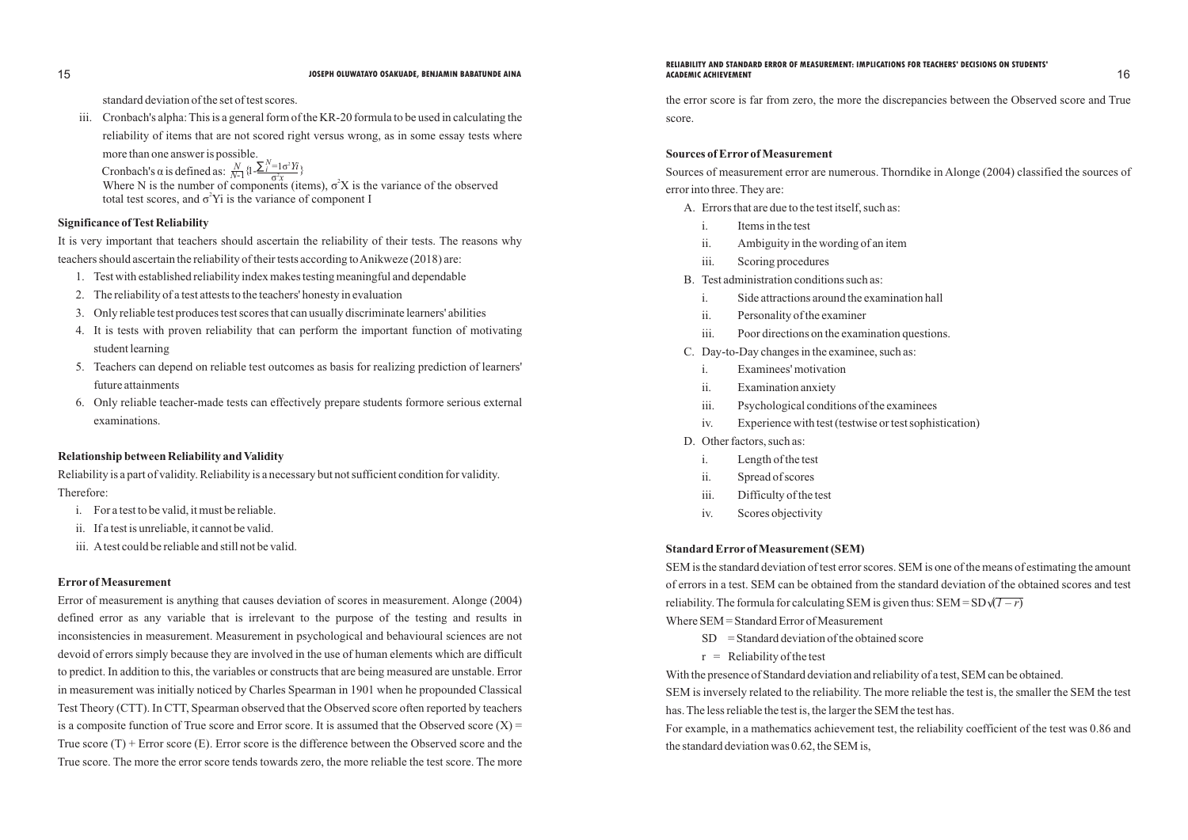standard deviation of the set of test scores.

iii. Cronbach's alpha: This is a general form of the KR-20 formula to be used in calculating the reliability of items that are not scored right versus wrong, as in some essay tests where more than one answer is possible.

Cronbach's α is defined as: $\frac{N}{N-1}\{1-\frac{\sum_{i=1}^{N}\sigma^2 Yi}{\sigma^2 x}\}$

Where N is the number of components (items), $\sigma^2 X$ is the variance of the observed total test scores, and $\sigma^2 Yi$ is the variance of component I

**Significance of Test Reliability**

It is very important that teachers should ascertain the reliability of their tests. The reasons why teachers should ascertain the reliability of their tests according to Anikweze (2018) are:

1. Test with established reliability index makes testing meaningful and dependable
2. The reliability of a test attests to the teachers' honesty in evaluation
3. Only reliable test produces test scores that can usually discriminate learners' abilities
4. It is tests with proven reliability that can perform the important function of motivating student learning
5. Teachers can depend on reliable test outcomes as basis for realizing prediction of learners' future attainments
6. Only reliable teacher-made tests can effectively prepare students formore serious external examinations.

**Relationship between Reliability and Validity**

Reliability is a part of validity. Reliability is a necessary but not sufficient condition for validity. Therefore:

i. For a test to be valid, it must be reliable.

ii. If a test is unreliable, it cannot be valid.

iii. A test could be reliable and still not be valid.

**Error of Measurement**

Error of measurement is anything that causes deviation of scores in measurement. Alonge (2004) defined error as any variable that is irrelevant to the purpose of the testing and results in inconsistencies in measurement. Measurement in psychological and behavioural sciences are not devoid of errors simply because they are involved in the use of human elements which are difficult to predict. In addition to this, the variables or constructs that are being measured are unstable. Error in measurement was initially noticed by Charles Spearman in 1901 when he propounded Classical Test Theory (CTT). In CTT, Spearman observed that the Observed score often reported by teachers is a composite function of True score and Error score. It is assumed that the Observed score (X) = True score (T) + Error score (E). Error score is the difference between the Observed score and the True score. The more the error score tends towards zero, the more reliable the test score. The more the error score is far from zero, the more the discrepancies between the Observed score and True score.

**Sources of Error of Measurement**

Sources of measurement error are numerous. Thorndike in Alonge (2004) classified the sources of error into three. They are:

A. Errors that are due to the test itself, such as:
   - i. Items in the test
   - ii. Ambiguity in the wording of an item
   - iii. Scoring procedures

B. Test administration conditions such as:
   - i. Side attractions around the examination hall
   - ii. Personality of the examiner
   - iii. Poor directions on the examination questions.

C. Day-to-Day changes in the examinee, such as:
   - i. Examinees' motivation
   - ii. Examination anxiety
   - iii. Psychological conditions of the examinees
   - iv. Experience with test (testwise or test sophistication)

D. Other factors, such as:
   - i. Length of the test
   - ii. Spread of scores
   - iii. Difficulty of the test
   - iv. Scores objectivity

**Standard Error of Measurement (SEM)**

SEM is the standard deviation of test error scores. SEM is one of the means of estimating the amount of errors in a test. SEM can be obtained from the standard deviation of the obtained scores and test reliability. The formula for calculating SEM is given thus: $SEM = SD\sqrt{(1-r)}$

Where SEM = Standard Error of Measurement

SD = Standard deviation of the obtained score

r = Reliability of the test

With the presence of Standard deviation and reliability of a test, SEM can be obtained.

SEM is inversely related to the reliability. The more reliable the test is, the smaller the SEM the test has. The less reliable the test is, the larger the SEM the test has.

For example, in a mathematics achievement test, the reliability coefficient of the test was 0.86 and the standard deviation was 0.62, the SEM is,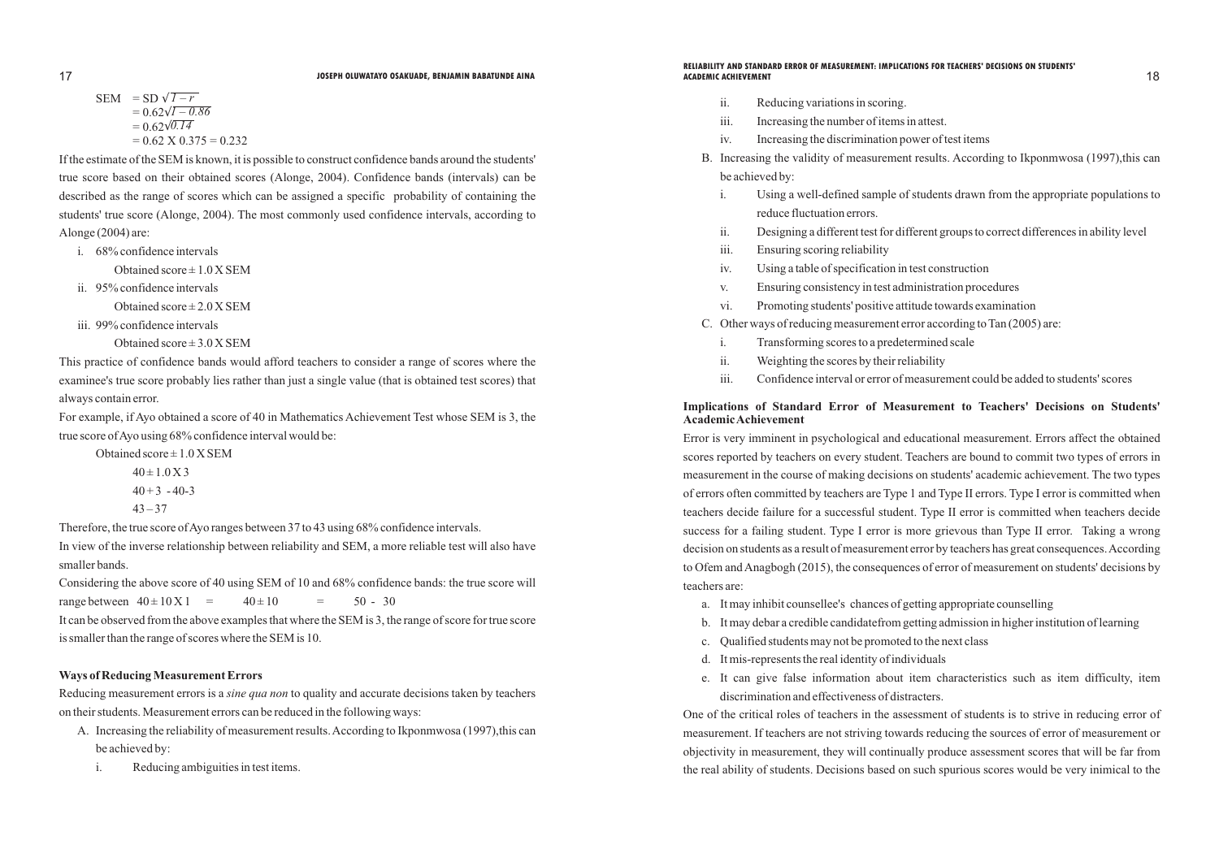$$
\begin{aligned}
SEM &= SD\sqrt{1-r} \\
&= 0.62\sqrt{1-0.86} \\
&= 0.62\sqrt{0.14} \\
&= 0.62 \times 0.375 = 0.232
\end{aligned}
$$

If the estimate of the SEM is known, it is possible to construct confidence bands around the students' true score based on their obtained scores (Alonge, 2004). Confidence bands (intervals) can be described as the range of scores which can be assigned a specific probability of containing the students' true score (Alonge, 2004). The most commonly used confidence intervals, according to Alonge (2004) are:

i. 68% confidence intervals

   Obtained score ± 1.0 X SEM

ii. 95% confidence intervals

   Obtained score ± 2.0 X SEM

iii. 99% confidence intervals

   Obtained score ± 3.0 X SEM

This practice of confidence bands would afford teachers to consider a range of scores where the examinee's true score probably lies rather than just a single value (that is obtained test scores) that always contain error.

For example, if Ayo obtained a score of 40 in Mathematics Achievement Test whose SEM is 3, the true score of Ayo using 68% confidence interval would be:

Obtained score ± 1.0 X SEM

$40 \pm 1.0 \times 3$

$40 + 3$ - $40 - 3$

$43 - 37$

Therefore, the true score of Ayo ranges between 37 to 43 using 68% confidence intervals.

In view of the inverse relationship between reliability and SEM, a more reliable test will also have smaller bands.

Considering the above score of 40 using SEM of 10 and 68% confidence bands: the true score will range between $40 \pm 10 \times 1 = 40 \pm 10 = 50 - 30$

It can be observed from the above examples that where the SEM is 3, the range of score for true score is smaller than the range of scores where the SEM is 10.

**Ways of Reducing Measurement Errors**

Reducing measurement errors is a *sine qua non* to quality and accurate decisions taken by teachers on their students. Measurement errors can be reduced in the following ways:

A. Increasing the reliability of measurement results. According to Ikponmwosa (1997), this can be achieved by:
   i. Reducing ambiguities in test items.
   ii. Reducing variations in scoring.
   iii. Increasing the number of items in attest.
   iv. Increasing the discrimination power of test items

B. Increasing the validity of measurement results. According to Ikponmwosa (1997), this can be achieved by:
   i. Using a well-defined sample of students drawn from the appropriate populations to reduce fluctuation errors.
   ii. Designing a different test for different groups to correct differences in ability level
   iii. Ensuring scoring reliability
   iv. Using a table of specification in test construction
   v. Ensuring consistency in test administration procedures
   vi. Promoting students' positive attitude towards examination

C. Other ways of reducing measurement error according to Tan (2005) are:
   i. Transforming scores to a predetermined scale
   ii. Weighting the scores by their reliability
   iii. Confidence interval or error of measurement could be added to students' scores

**Implications of Standard Error of Measurement to Teachers' Decisions on Students' Academic Achievement**

Error is very imminent in psychological and educational measurement. Errors affect the obtained scores reported by teachers on every student. Teachers are bound to commit two types of errors in measurement in the course of making decisions on students' academic achievement. The two types of errors often committed by teachers are Type 1 and Type II errors. Type I error is committed when teachers decide failure for a successful student. Type II error is committed when teachers decide success for a failing student. Type I error is more grievous than Type II error. Taking a wrong decision on students as a result of measurement error by teachers has great consequences. According to Ofem and Anagbogh (2015), the consequences of error of measurement on students' decisions by teachers are:

a. It may inhibit counsellee's chances of getting appropriate counselling
b. It may debar a credible candidatefrom getting admission in higher institution of learning
c. Qualified students may not be promoted to the next class
d. It mis-represents the real identity of individuals
e. It can give false information about item characteristics such as item difficulty, item discrimination and effectiveness of distracters.

One of the critical roles of teachers in the assessment of students is to strive in reducing error of measurement. If teachers are not striving towards reducing the sources of error of measurement or objectivity in measurement, they will continually produce assessment scores that will be far from the real ability of students. Decisions based on such spurious scores would be very inimical to the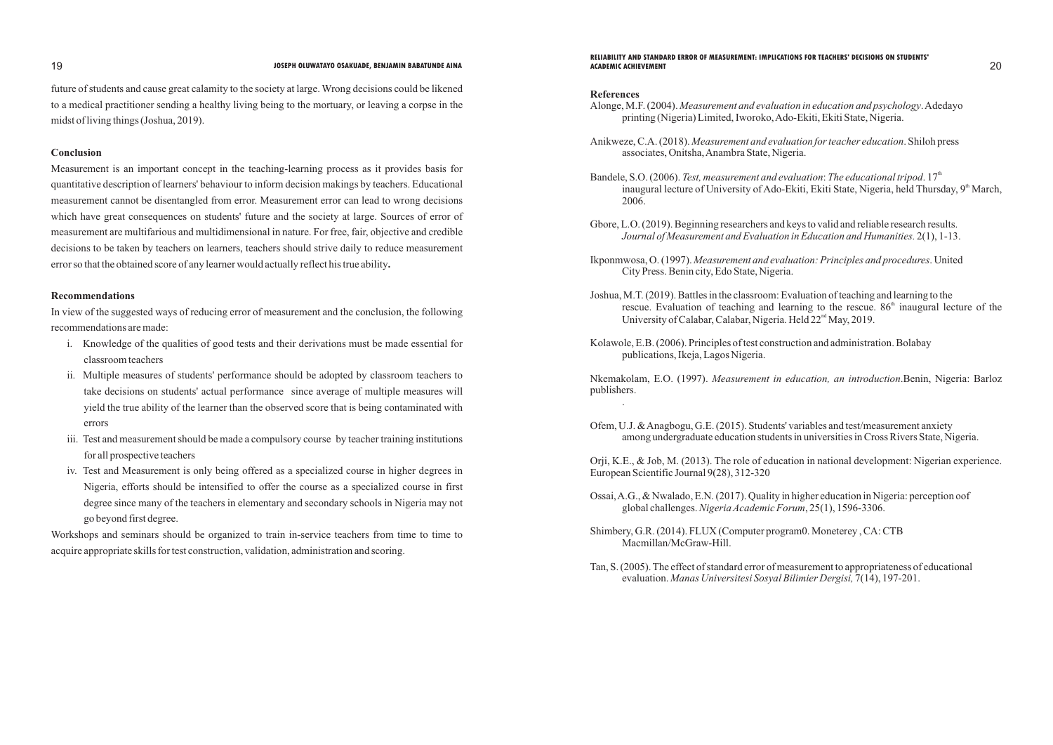future of students and cause great calamity to the society at large. Wrong decisions could be likened to a medical practitioner sending a healthy living being to the mortuary, or leaving a corpse in the midst of living things (Joshua, 2019).

## Conclusion

Measurement is an important concept in the teaching-learning process as it provides basis for quantitative description of learners' behaviour to inform decision makings by teachers. Educational measurement cannot be disentangled from error. Measurement error can lead to wrong decisions which have great consequences on students' future and the society at large. Sources of error of measurement are multifarious and multidimensional in nature. For free, fair, objective and credible decisions to be taken by teachers on learners, teachers should strive daily to reduce measurement error so that the obtained score of any learner would actually reflect his true ability.

## Recommendations

In view of the suggested ways of reducing error of measurement and the conclusion, the following recommendations are made:

i. Knowledge of the qualities of good tests and their derivations must be made essential for classroom teachers
ii. Multiple measures of students' performance should be adopted by classroom teachers to take decisions on students' actual performance since average of multiple measures will yield the true ability of the learner than the observed score that is being contaminated with errors
iii. Test and measurement should be made a compulsory course by teacher training institutions for all prospective teachers
iv. Test and Measurement is only being offered as a specialized course in higher degrees in Nigeria, efforts should be intensified to offer the course as a specialized course in first degree since many of the teachers in elementary and secondary schools in Nigeria may not go beyond first degree.

Workshops and seminars should be organized to train in-service teachers from time to time to acquire appropriate skills for test construction, validation, administration and scoring.

## References

Alonge, M.F. (2004). *Measurement and evaluation in education and psychology*. Adedayo printing (Nigeria) Limited, Iworoko, Ado-Ekiti, Ekiti State, Nigeria.

Anikweze, C.A. (2018). *Measurement and evaluation for teacher education*. Shiloh press associates, Onitsha, Anambra State, Nigeria.

Bandele, S.O. (2006). *Test, measurement and evaluation*: *The educational tripod*. 17th inaugural lecture of University of Ado-Ekiti, Ekiti State, Nigeria, held Thursday, 9th March, 2006.

Gbore, L.O. (2019). Beginning researchers and keys to valid and reliable research results. *Journal of Measurement and Evaluation in Education and Humanities.* 2(1), 1-13.

Ikponmwosa, O. (1997). *Measurement and evaluation: Principles and procedures*. United City Press. Benin city, Edo State, Nigeria.

Joshua, M.T. (2019). Battles in the classroom: Evaluation of teaching and learning to the rescue. Evaluation of teaching and learning to the rescue. 86th inaugural lecture of the University of Calabar, Calabar, Nigeria. Held 22nd May, 2019.

Kolawole, E.B. (2006). Principles of test construction and administration. Bolabay publications, Ikeja, Lagos Nigeria.

Nkemakolam, E.O. (1997). *Measurement in education, an introduction*.Benin, Nigeria: Barloz publishers.

Ofem, U.J. & Anagbogu, G.E. (2015). Students' variables and test/measurement anxiety among undergraduate education students in universities in Cross Rivers State, Nigeria.

Orji, K.E., & Job, M. (2013). The role of education in national development: Nigerian experience. European Scientific Journal 9(28), 312-320

Ossai, A.G., & Nwalado, E.N. (2017). Quality in higher education in Nigeria: perception oof global challenges. *Nigeria Academic Forum*, 25(1), 1596-3306.

Shimbery, G.R. (2014). FLUX (Computer program0. Moneterey , CA: CTB Macmillan/McGraw-Hill.

Tan, S. (2005). The effect of standard error of measurement to appropriateness of educational evaluation. *Manas Universitesi Sosyal Bilimier Dergisi,* 7(14), 197-201.